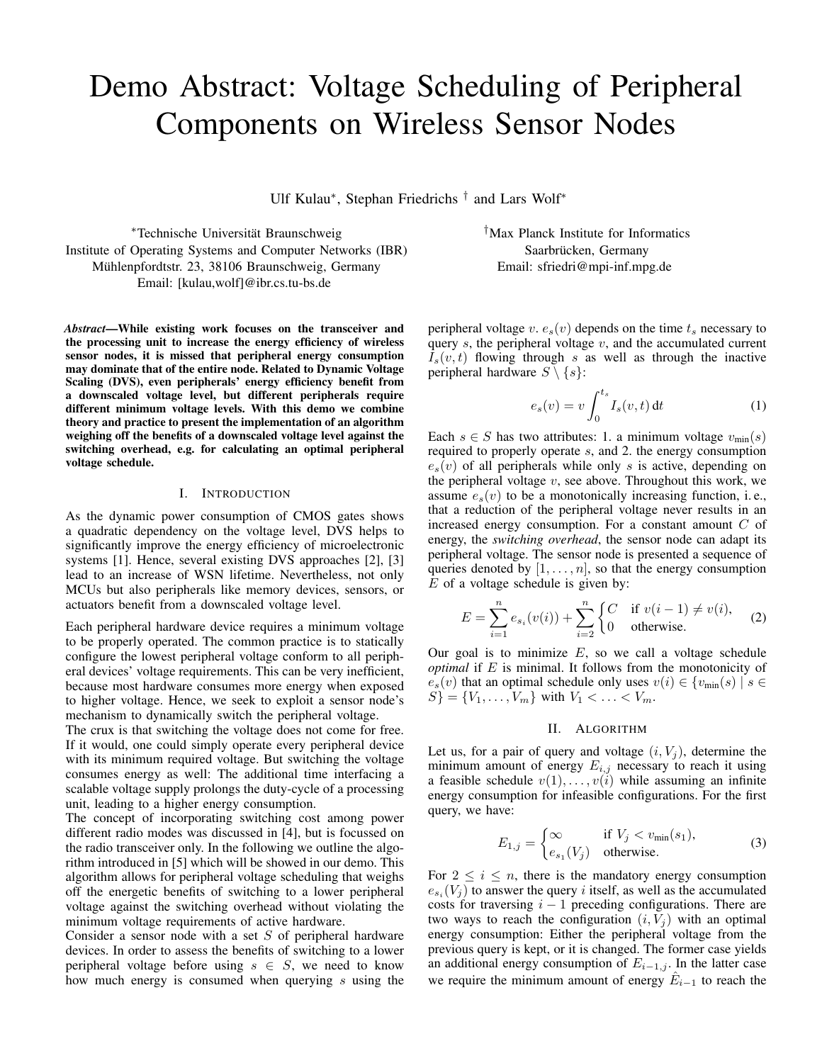# Demo Abstract: Voltage Scheduling of Peripheral Components on Wireless Sensor Nodes

Ulf Kulau*, Stephan Friedrichs † and Lars Wolf*

*Technische Universität Braunschweig
Institute of Operating Systems and Computer Networks (IBR)
Mühlenpfordtstr. 23, 38106 Braunschweig, Germany
Email: [kulau,wolf]@ibr.cs.tu-bs.de

†Max Planck Institute for Informatics
Saarbrücken, Germany
Email: sfriedri@mpi-inf.mpg.de

***Abstract*—While existing work focuses on the transceiver and the processing unit to increase the energy efficiency of wireless sensor nodes, it is missed that peripheral energy consumption may dominate that of the entire node. Related to Dynamic Voltage Scaling (DVS), even peripherals' energy efficiency benefit from a downscaled voltage level, but different peripherals require different minimum voltage levels. With this demo we combine theory and practice to present the implementation of an algorithm weighing off the benefits of a downscaled voltage level against the switching overhead, e.g. for calculating an optimal peripheral voltage schedule.**

## I. Introduction

As the dynamic power consumption of CMOS gates shows a quadratic dependency on the voltage level, DVS helps to significantly improve the energy efficiency of microelectronic systems [1]. Hence, several existing DVS approaches [2], [3] lead to an increase of WSN lifetime. Nevertheless, not only MCUs but also peripherals like memory devices, sensors, or actuators benefit from a downscaled voltage level.

Each peripheral hardware device requires a minimum voltage to be properly operated. The common practice is to statically configure the lowest peripheral voltage conform to all peripheral devices' voltage requirements. This can be very inefficient, because most hardware consumes more energy when exposed to higher voltage. Hence, we seek to exploit a sensor node's mechanism to dynamically switch the peripheral voltage.

The crux is that switching the voltage does not come for free. If it would, one could simply operate every peripheral device with its minimum required voltage. But switching the voltage consumes energy as well: The additional time interfacing a scalable voltage supply prolongs the duty-cycle of a processing unit, leading to a higher energy consumption.

The concept of incorporating switching cost among power different radio modes was discussed in [4], but is focussed on the radio transceiver only. In the following we outline the algorithm introduced in [5] which will be showed in our demo. This algorithm allows for peripheral voltage scheduling that weighs off the energetic benefits of switching to a lower peripheral voltage against the switching overhead without violating the minimum voltage requirements of active hardware.

Consider a sensor node with a set $S$ of peripheral hardware devices. In order to assess the benefits of switching to a lower peripheral voltage before using $s \in S$, we need to know how much energy is consumed when querying $s$ using the peripheral voltage $v$. $e_s(v)$ depends on the time $t_s$ necessary to query $s$, the peripheral voltage $v$, and the accumulated current $I_s(v, t)$ flowing through $s$ as well as through the inactive peripheral hardware $S \setminus \{s\}$:

$$e_s(v) = v \int_0^{t_s} I_s(v, t) \, \mathrm{d}t \tag{1}$$

Each $s \in S$ has two attributes: 1. a minimum voltage $v_{\min}(s)$ required to properly operate $s$, and 2. the energy consumption $e_s(v)$ of all peripherals while only $s$ is active, depending on the peripheral voltage $v$, see above. Throughout this work, we assume $e_s(v)$ to be a monotonically increasing function, i. e., that a reduction of the peripheral voltage never results in an increased energy consumption. For a constant amount $C$ of energy, the *switching overhead*, the sensor node can adapt its peripheral voltage. The sensor node is presented a sequence of queries denoted by $[1, \dots, n]$, so that the energy consumption $E$ of a voltage schedule is given by:

$$E = \sum_{i=1}^{n} e_{s_i}(v(i)) + \sum_{i=2}^{n} \begin{cases} C & \text{if } v(i-1) \neq v(i), \\ 0 & \text{otherwise.} \end{cases} \tag{2}$$

Our goal is to minimize $E$, so we call a voltage schedule *optimal* if $E$ is minimal. It follows from the monotonicity of $e_s(v)$ that an optimal schedule only uses $v(i) \in \{v_{\min}(s) \mid s \in S\} = \{V_1, \dots, V_m\}$ with $V_1 < \dots < V_m$.

## II. Algorithm

Let us, for a pair of query and voltage $(i, V_j)$, determine the minimum amount of energy $E_{i,j}$ necessary to reach it using a feasible schedule $v(1), \dots, v(i)$ while assuming an infinite energy consumption for infeasible configurations. For the first query, we have:

$$E_{1,j} = \begin{cases} \infty & \text{if } V_j < v_{\min}(s_1), \\ e_{s_1}(V_j) & \text{otherwise.} \end{cases} \tag{3}$$

For $2 \leq i \leq n$, there is the mandatory energy consumption $e_{s_i}(V_j)$ to answer the query $i$ itself, as well as the accumulated costs for traversing $i-1$ preceding configurations. There are two ways to reach the configuration $(i, V_j)$ with an optimal energy consumption: Either the peripheral voltage from the previous query is kept, or it is changed. The former case yields an additional energy consumption of $E_{i-1,j}$. In the latter case we require the minimum amount of energy $\hat{E}_{i-1}$ to reach the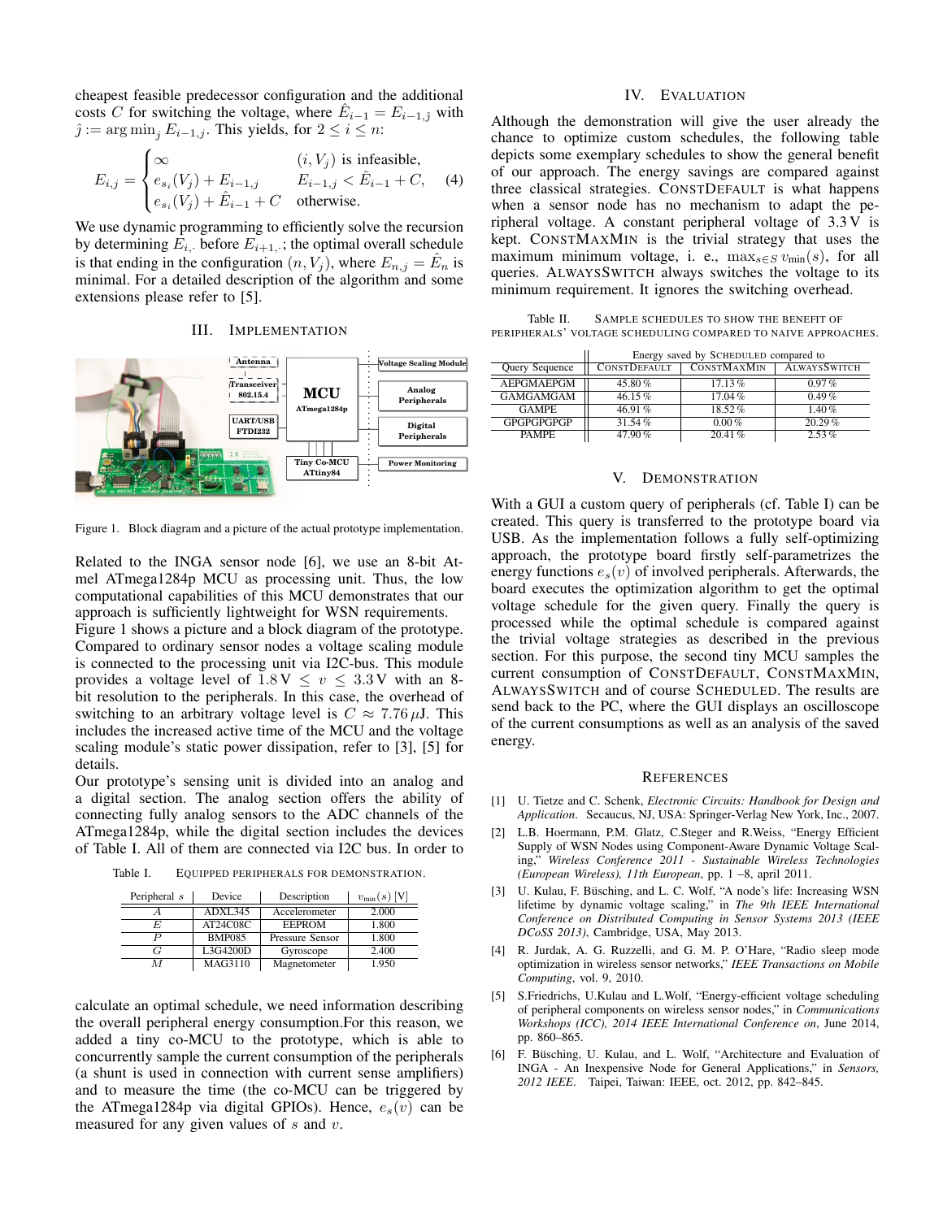cheapest feasible predecessor configuration and the additional costs $C$ for switching the voltage, where $\hat{E}_{i-1} = E_{i-1,\hat{j}}$ with $\hat{j} := \arg\min_j E_{i-1,j}$. This yields, for $2 \leq i \leq n$:

$$E_{i,j} = \begin{cases} \infty & (i, V_j) \text{ is infeasible,} \\ e_{s_i}(V_j) + E_{i-1,j} & E_{i-1,j} < \hat{E}_{i-1} + C, \\ e_{s_i}(V_j) + \hat{E}_{i-1} + C & \text{otherwise.} \end{cases} \quad (4)$$

We use dynamic programming to efficiently solve the recursion by determining $E_{i,\cdot}$ before $E_{i+1,\cdot}$; the optimal overall schedule is that ending in the configuration $(n, V_j)$, where $E_{n,j} = \hat{E}_n$ is minimal. For a detailed description of the algorithm and some extensions please refer to [5].

## III. Implementation

Antenna

Transceiver 802.15.4

UART/USB FTDI232

MCU ATmega1284p

Tiny Co-MCU ATtiny84

Voltage Scaling Module

Analog Peripherals

Digital Peripherals

Power Monitoring

Figure 1. Block diagram and a picture of the actual prototype implementation.

Related to the INGA sensor node [6], we use an 8-bit Atmel ATmega1284p MCU as processing unit. Thus, the low computational capabilities of this MCU demonstrates that our approach is sufficiently lightweight for WSN requirements.
Figure 1 shows a picture and a block diagram of the prototype. Compared to ordinary sensor nodes a voltage scaling module is connected to the processing unit via I2C-bus. This module provides a voltage level of $1.8\,\text{V} \leq v \leq 3.3\,\text{V}$ with an 8-bit resolution to the peripherals. In this case, the overhead of switching to an arbitrary voltage level is $C \approx 7.76\,\mu\text{J}$. This includes the increased active time of the MCU and the voltage scaling module's static power dissipation, refer to [3], [5] for details.
Our prototype's sensing unit is divided into an analog and a digital section. The analog section offers the ability of connecting fully analog sensors to the ADC channels of the ATmega1284p, while the digital section includes the devices of Table I. All of them are connected via I2C bus. In order to calculate an optimal schedule, we need information describing the overall peripheral energy consumption.For this reason, we added a tiny co-MCU to the prototype, which is able to concurrently sample the current consumption of the peripherals (a shunt is used in connection with current sense amplifiers) and to measure the time (the co-MCU can be triggered by the ATmega1284p via digital GPIOs). Hence, $e_s(v)$ can be measured for any given values of $s$ and $v$.

Table I. Equipped peripherals for demonstration.

| Peripheral $s$ | Device | Description | $v_{\min}(s)$ [V] |
|---|---|---|---|
| $A$ | ADXL345 | Accelerometer | 2.000 |
| $E$ | AT24C08C | EEPROM | 1.800 |
| $P$ | BMP085 | Pressure Sensor | 1.800 |
| $G$ | L3G4200D | Gyroscope | 2.400 |
| $M$ | MAG3110 | Magnetometer | 1.950 |

## IV. Evaluation

Although the demonstration will give the user already the chance to optimize custom schedules, the following table depicts some exemplary schedules to show the general benefit of our approach. The energy savings are compared against three classical strategies. ConstDefault is what happens when a sensor node has no mechanism to adapt the peripheral voltage. A constant peripheral voltage of 3.3 V is kept. ConstMaxMin is the trivial strategy that uses the maximum minimum voltage, i. e., $\max_{s \in S} v_{\min}(s)$, for all queries. AlwaysSwitch always switches the voltage to its minimum requirement. It ignores the switching overhead.

Table II. Sample schedules to show the benefit of peripherals' voltage scheduling compared to naive approaches.

| | Energy saved by Scheduled compared to | | |
|---|---|---|---|
| Query Sequence | ConstDefault | ConstMaxMin | AlwaysSwitch |
| AEPGMAEPGM | 45.80 % | 17.13 % | 0.97 % |
| GAMGAMGAM | 46.15 % | 17.04 % | 0.49 % |
| GAMPE | 46.91 % | 18.52 % | 1.40 % |
| GPGPGPGPGP | 31.54 % | 0.00 % | 20.29 % |
| PAMPE | 47.90 % | 20.41 % | 2.53 % |

## V. Demonstration

With a GUI a custom query of peripherals (cf. Table I) can be created. This query is transferred to the prototype board via USB. As the implementation follows a fully self-optimizing approach, the prototype board firstly self-parametrizes the energy functions $e_s(v)$ of involved peripherals. Afterwards, the board executes the optimization algorithm to get the optimal voltage schedule for the given query. Finally the query is processed while the optimal schedule is compared against the trivial voltage strategies as described in the previous section. For this purpose, the second tiny MCU samples the current consumption of ConstDefault, ConstMaxMin, AlwaysSwitch and of course Scheduled. The results are send back to the PC, where the GUI displays an oscilloscope of the current consumptions as well as an analysis of the saved energy.

## References

[1] U. Tietze and C. Schenk, *Electronic Circuits: Handbook for Design and Application*. Secaucus, NJ, USA: Springer-Verlag New York, Inc., 2007.

[2] L.B. Hoermann, P.M. Glatz, C.Steger and R.Weiss, "Energy Efficient Supply of WSN Nodes using Component-Aware Dynamic Voltage Scaling," *Wireless Conference 2011 - Sustainable Wireless Technologies (European Wireless), 11th European*, pp. 1 –8, april 2011.

[3] U. Kulau, F. Büsching, and L. C. Wolf, "A node's life: Increasing WSN lifetime by dynamic voltage scaling," in *The 9th IEEE International Conference on Distributed Computing in Sensor Systems 2013 (IEEE DCoSS 2013)*, Cambridge, USA, May 2013.

[4] R. Jurdak, A. G. Ruzzelli, and G. M. P. O'Hare, "Radio sleep mode optimization in wireless sensor networks," *IEEE Transactions on Mobile Computing*, vol. 9, 2010.

[5] S.Friedrichs, U.Kulau and L.Wolf, "Energy-efficient voltage scheduling of peripheral components on wireless sensor nodes," in *Communications Workshops (ICC), 2014 IEEE International Conference on*, June 2014, pp. 860–865.

[6] F. Büsching, U. Kulau, and L. Wolf, "Architecture and Evaluation of INGA - An Inexpensive Node for General Applications," in *Sensors, 2012 IEEE*. Taipei, Taiwan: IEEE, oct. 2012, pp. 842–845.